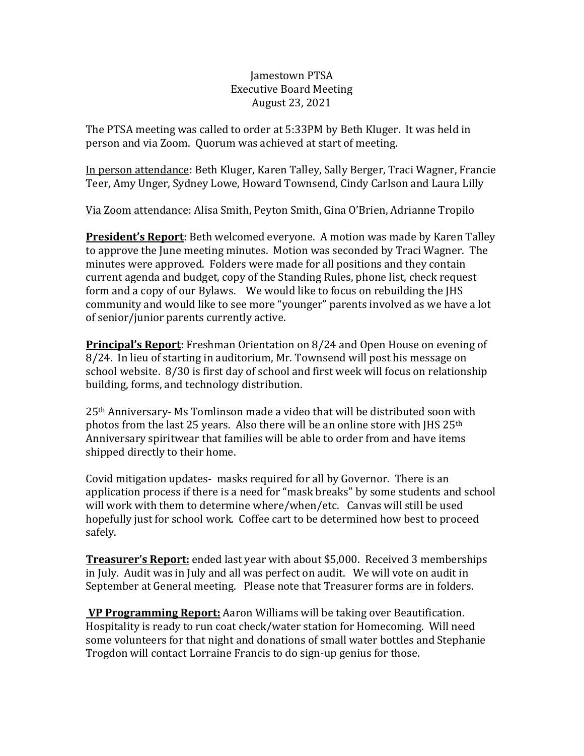Jamestown PTSA
Executive Board Meeting
August 23, 2021

The PTSA meeting was called to order at 5:33PM by Beth Kluger. It was held in person and via Zoom. Quorum was achieved at start of meeting.

In person attendance: Beth Kluger, Karen Talley, Sally Berger, Traci Wagner, Francie Teer, Amy Unger, Sydney Lowe, Howard Townsend, Cindy Carlson and Laura Lilly

Via Zoom attendance: Alisa Smith, Peyton Smith, Gina O'Brien, Adrianne Tropilo

**President's Report**: Beth welcomed everyone. A motion was made by Karen Talley to approve the June meeting minutes. Motion was seconded by Traci Wagner. The minutes were approved. Folders were made for all positions and they contain current agenda and budget, copy of the Standing Rules, phone list, check request form and a copy of our Bylaws. We would like to focus on rebuilding the JHS community and would like to see more "younger" parents involved as we have a lot of senior/junior parents currently active.

**Principal's Report**: Freshman Orientation on 8/24 and Open House on evening of 8/24. In lieu of starting in auditorium, Mr. Townsend will post his message on school website. 8/30 is first day of school and first week will focus on relationship building, forms, and technology distribution.

25th Anniversary- Ms Tomlinson made a video that will be distributed soon with photos from the last 25 years. Also there will be an online store with JHS 25th Anniversary spiritwear that families will be able to order from and have items shipped directly to their home.

Covid mitigation updates- masks required for all by Governor. There is an application process if there is a need for "mask breaks" by some students and school will work with them to determine where/when/etc. Canvas will still be used hopefully just for school work. Coffee cart to be determined how best to proceed safely.

**Treasurer's Report:** ended last year with about $5,000. Received 3 memberships in July. Audit was in July and all was perfect on audit. We will vote on audit in September at General meeting. Please note that Treasurer forms are in folders.

**VP Programming Report:** Aaron Williams will be taking over Beautification. Hospitality is ready to run coat check/water station for Homecoming. Will need some volunteers for that night and donations of small water bottles and Stephanie Trogdon will contact Lorraine Francis to do sign-up genius for those.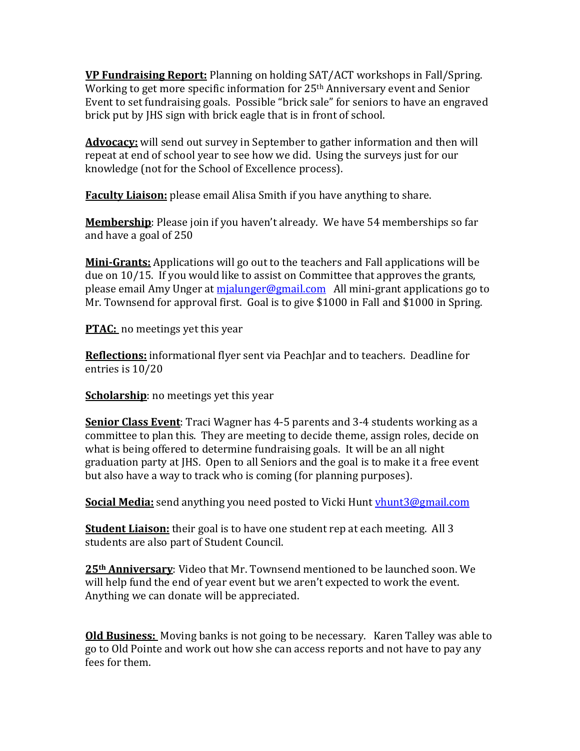**VP Fundraising Report:** Planning on holding SAT/ACT workshops in Fall/Spring. Working to get more specific information for 25th Anniversary event and Senior Event to set fundraising goals. Possible "brick sale" for seniors to have an engraved brick put by JHS sign with brick eagle that is in front of school.

**Advocacy:** will send out survey in September to gather information and then will repeat at end of school year to see how we did. Using the surveys just for our knowledge (not for the School of Excellence process).

**Faculty Liaison:** please email Alisa Smith if you have anything to share.

**Membership**: Please join if you haven't already. We have 54 memberships so far and have a goal of 250

**Mini-Grants:** Applications will go out to the teachers and Fall applications will be due on 10/15. If you would like to assist on Committee that approves the grants, please email Amy Unger at mjalunger@gmail.com All mini-grant applications go to Mr. Townsend for approval first. Goal is to give $1000 in Fall and $1000 in Spring.

**PTAC:** no meetings yet this year

**Reflections:** informational flyer sent via PeachJar and to teachers. Deadline for entries is 10/20

**Scholarship**: no meetings yet this year

**Senior Class Event**: Traci Wagner has 4-5 parents and 3-4 students working as a committee to plan this. They are meeting to decide theme, assign roles, decide on what is being offered to determine fundraising goals. It will be an all night graduation party at JHS. Open to all Seniors and the goal is to make it a free event but also have a way to track who is coming (for planning purposes).

**Social Media:** send anything you need posted to Vicki Hunt vhunt3@gmail.com

**Student Liaison:** their goal is to have one student rep at each meeting. All 3 students are also part of Student Council.

**25th Anniversary**: Video that Mr. Townsend mentioned to be launched soon. We will help fund the end of year event but we aren't expected to work the event. Anything we can donate will be appreciated.

**Old Business:** Moving banks is not going to be necessary. Karen Talley was able to go to Old Pointe and work out how she can access reports and not have to pay any fees for them.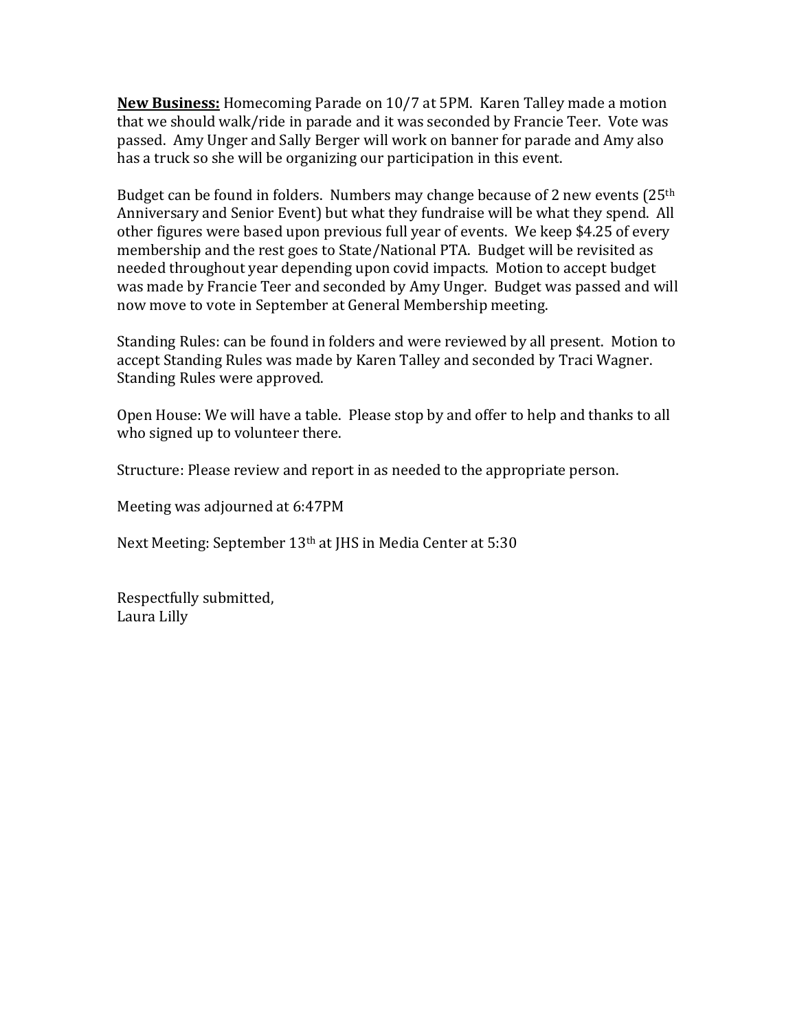**New Business:** Homecoming Parade on 10/7 at 5PM. Karen Talley made a motion that we should walk/ride in parade and it was seconded by Francie Teer. Vote was passed. Amy Unger and Sally Berger will work on banner for parade and Amy also has a truck so she will be organizing our participation in this event.

Budget can be found in folders. Numbers may change because of 2 new events (25th Anniversary and Senior Event) but what they fundraise will be what they spend. All other figures were based upon previous full year of events. We keep $4.25 of every membership and the rest goes to State/National PTA. Budget will be revisited as needed throughout year depending upon covid impacts. Motion to accept budget was made by Francie Teer and seconded by Amy Unger. Budget was passed and will now move to vote in September at General Membership meeting.

Standing Rules: can be found in folders and were reviewed by all present. Motion to accept Standing Rules was made by Karen Talley and seconded by Traci Wagner. Standing Rules were approved.

Open House: We will have a table. Please stop by and offer to help and thanks to all who signed up to volunteer there.

Structure: Please review and report in as needed to the appropriate person.

Meeting was adjourned at 6:47PM

Next Meeting: September 13th at JHS in Media Center at 5:30

Respectfully submitted,
Laura Lilly